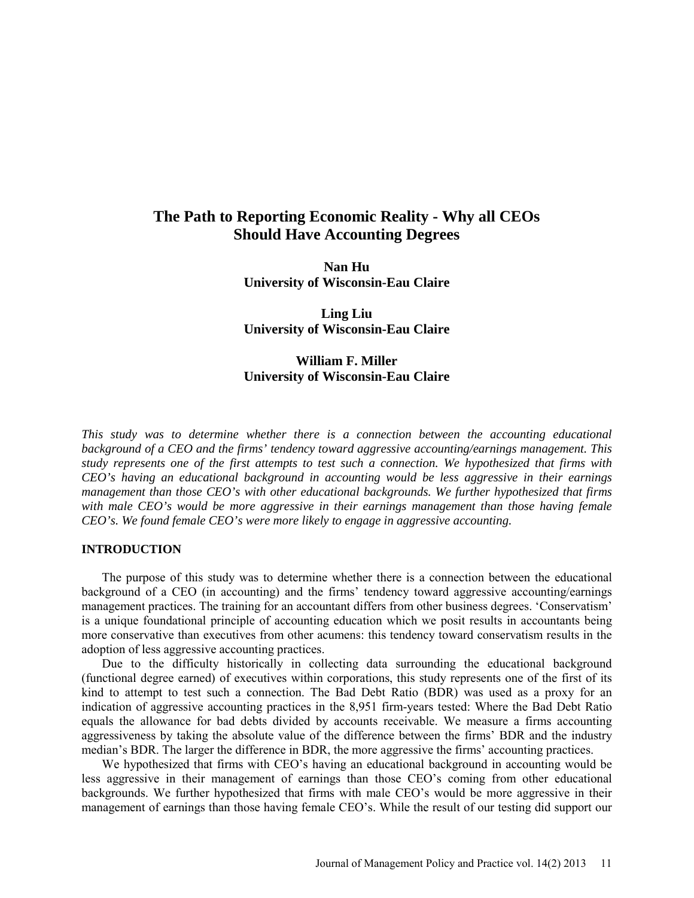# The Path to Reporting Economic Reality - Why all CEOs Should Have Accounting Degrees

**Nan Hu**
**University of Wisconsin-Eau Claire**

**Ling Liu**
**University of Wisconsin-Eau Claire**

**William F. Miller**
**University of Wisconsin-Eau Claire**

*This study was to determine whether there is a connection between the accounting educational background of a CEO and the firms' tendency toward aggressive accounting/earnings management. This study represents one of the first attempts to test such a connection. We hypothesized that firms with CEO's having an educational background in accounting would be less aggressive in their earnings management than those CEO's with other educational backgrounds. We further hypothesized that firms with male CEO's would be more aggressive in their earnings management than those having female CEO's. We found female CEO's were more likely to engage in aggressive accounting.*

## INTRODUCTION

The purpose of this study was to determine whether there is a connection between the educational background of a CEO (in accounting) and the firms' tendency toward aggressive accounting/earnings management practices. The training for an accountant differs from other business degrees. 'Conservatism' is a unique foundational principle of accounting education which we posit results in accountants being more conservative than executives from other acumens: this tendency toward conservatism results in the adoption of less aggressive accounting practices.

Due to the difficulty historically in collecting data surrounding the educational background (functional degree earned) of executives within corporations, this study represents one of the first of its kind to attempt to test such a connection. The Bad Debt Ratio (BDR) was used as a proxy for an indication of aggressive accounting practices in the 8,951 firm-years tested: Where the Bad Debt Ratio equals the allowance for bad debts divided by accounts receivable. We measure a firms accounting aggressiveness by taking the absolute value of the difference between the firms' BDR and the industry median's BDR. The larger the difference in BDR, the more aggressive the firms' accounting practices.

We hypothesized that firms with CEO's having an educational background in accounting would be less aggressive in their management of earnings than those CEO's coming from other educational backgrounds. We further hypothesized that firms with male CEO's would be more aggressive in their management of earnings than those having female CEO's. While the result of our testing did support our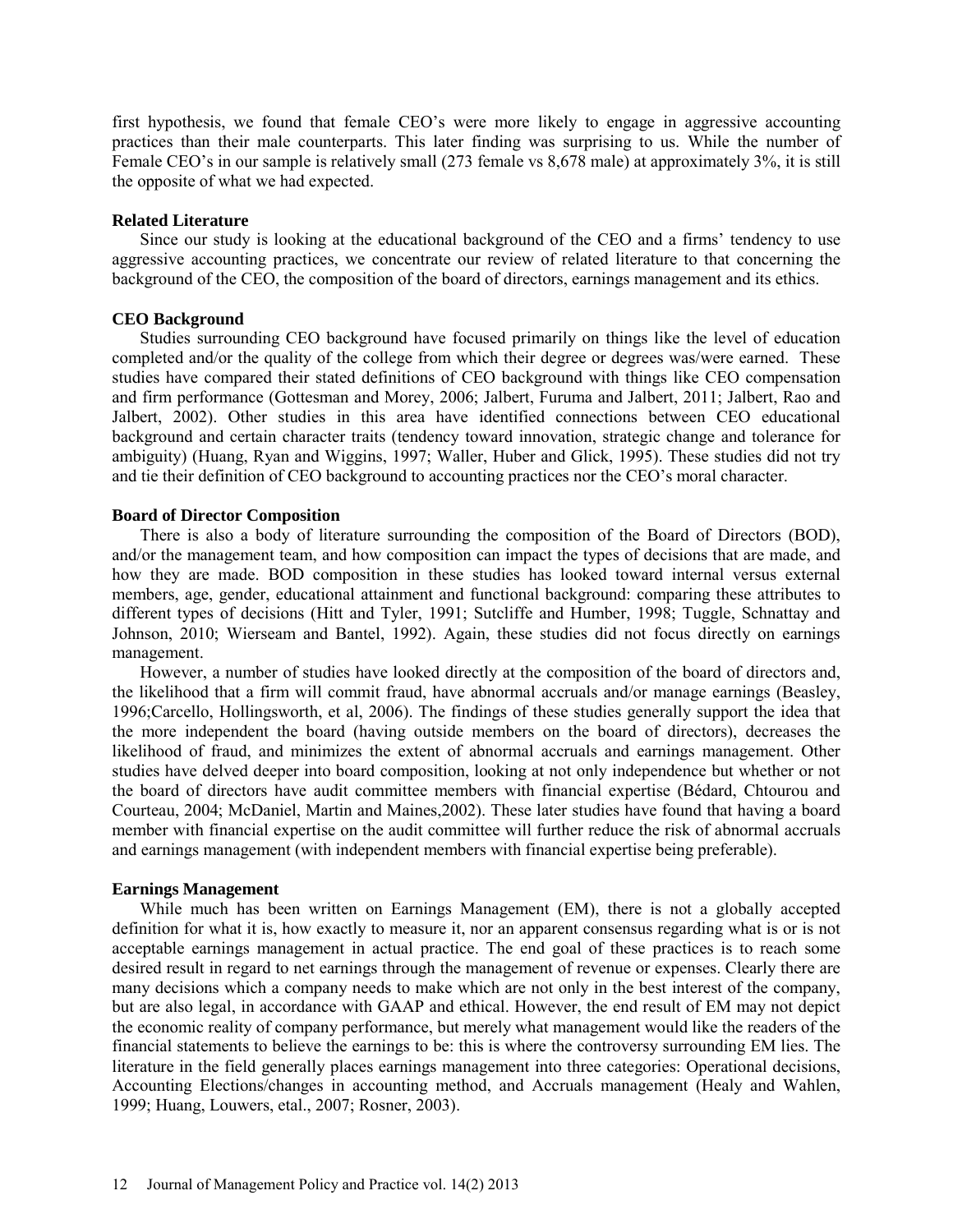first hypothesis, we found that female CEO's were more likely to engage in aggressive accounting practices than their male counterparts. This later finding was surprising to us. While the number of Female CEO's in our sample is relatively small (273 female vs 8,678 male) at approximately 3%, it is still the opposite of what we had expected.

## Related Literature

Since our study is looking at the educational background of the CEO and a firms' tendency to use aggressive accounting practices, we concentrate our review of related literature to that concerning the background of the CEO, the composition of the board of directors, earnings management and its ethics.

### CEO Background

Studies surrounding CEO background have focused primarily on things like the level of education completed and/or the quality of the college from which their degree or degrees was/were earned. These studies have compared their stated definitions of CEO background with things like CEO compensation and firm performance (Gottesman and Morey, 2006; Jalbert, Furuma and Jalbert, 2011; Jalbert, Rao and Jalbert, 2002). Other studies in this area have identified connections between CEO educational background and certain character traits (tendency toward innovation, strategic change and tolerance for ambiguity) (Huang, Ryan and Wiggins, 1997; Waller, Huber and Glick, 1995). These studies did not try and tie their definition of CEO background to accounting practices nor the CEO's moral character.

### Board of Director Composition

There is also a body of literature surrounding the composition of the Board of Directors (BOD), and/or the management team, and how composition can impact the types of decisions that are made, and how they are made. BOD composition in these studies has looked toward internal versus external members, age, gender, educational attainment and functional background: comparing these attributes to different types of decisions (Hitt and Tyler, 1991; Sutcliffe and Humber, 1998; Tuggle, Schnattay and Johnson, 2010; Wierseam and Bantel, 1992). Again, these studies did not focus directly on earnings management.

However, a number of studies have looked directly at the composition of the board of directors and, the likelihood that a firm will commit fraud, have abnormal accruals and/or manage earnings (Beasley, 1996;Carcello, Hollingsworth, et al, 2006). The findings of these studies generally support the idea that the more independent the board (having outside members on the board of directors), decreases the likelihood of fraud, and minimizes the extent of abnormal accruals and earnings management. Other studies have delved deeper into board composition, looking at not only independence but whether or not the board of directors have audit committee members with financial expertise (Bédard, Chtourou and Courteau, 2004; McDaniel, Martin and Maines,2002). These later studies have found that having a board member with financial expertise on the audit committee will further reduce the risk of abnormal accruals and earnings management (with independent members with financial expertise being preferable).

### Earnings Management

While much has been written on Earnings Management (EM), there is not a globally accepted definition for what it is, how exactly to measure it, nor an apparent consensus regarding what is or is not acceptable earnings management in actual practice. The end goal of these practices is to reach some desired result in regard to net earnings through the management of revenue or expenses. Clearly there are many decisions which a company needs to make which are not only in the best interest of the company, but are also legal, in accordance with GAAP and ethical. However, the end result of EM may not depict the economic reality of company performance, but merely what management would like the readers of the financial statements to believe the earnings to be: this is where the controversy surrounding EM lies. The literature in the field generally places earnings management into three categories: Operational decisions, Accounting Elections/changes in accounting method, and Accruals management (Healy and Wahlen, 1999; Huang, Louwers, etal., 2007; Rosner, 2003).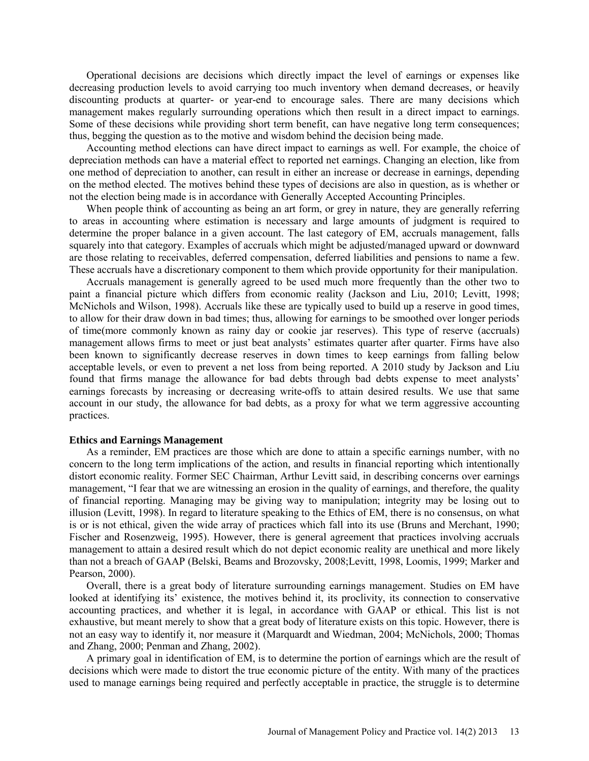Operational decisions are decisions which directly impact the level of earnings or expenses like decreasing production levels to avoid carrying too much inventory when demand decreases, or heavily discounting products at quarter- or year-end to encourage sales. There are many decisions which management makes regularly surrounding operations which then result in a direct impact to earnings. Some of these decisions while providing short term benefit, can have negative long term consequences; thus, begging the question as to the motive and wisdom behind the decision being made.

Accounting method elections can have direct impact to earnings as well. For example, the choice of depreciation methods can have a material effect to reported net earnings. Changing an election, like from one method of depreciation to another, can result in either an increase or decrease in earnings, depending on the method elected. The motives behind these types of decisions are also in question, as is whether or not the election being made is in accordance with Generally Accepted Accounting Principles.

When people think of accounting as being an art form, or grey in nature, they are generally referring to areas in accounting where estimation is necessary and large amounts of judgment is required to determine the proper balance in a given account. The last category of EM, accruals management, falls squarely into that category. Examples of accruals which might be adjusted/managed upward or downward are those relating to receivables, deferred compensation, deferred liabilities and pensions to name a few. These accruals have a discretionary component to them which provide opportunity for their manipulation.

Accruals management is generally agreed to be used much more frequently than the other two to paint a financial picture which differs from economic reality (Jackson and Liu, 2010; Levitt, 1998; McNichols and Wilson, 1998). Accruals like these are typically used to build up a reserve in good times, to allow for their draw down in bad times; thus, allowing for earnings to be smoothed over longer periods of time(more commonly known as rainy day or cookie jar reserves). This type of reserve (accruals) management allows firms to meet or just beat analysts' estimates quarter after quarter. Firms have also been known to significantly decrease reserves in down times to keep earnings from falling below acceptable levels, or even to prevent a net loss from being reported. A 2010 study by Jackson and Liu found that firms manage the allowance for bad debts through bad debts expense to meet analysts' earnings forecasts by increasing or decreasing write-offs to attain desired results. We use that same account in our study, the allowance for bad debts, as a proxy for what we term aggressive accounting practices.

**Ethics and Earnings Management**

As a reminder, EM practices are those which are done to attain a specific earnings number, with no concern to the long term implications of the action, and results in financial reporting which intentionally distort economic reality. Former SEC Chairman, Arthur Levitt said, in describing concerns over earnings management, "I fear that we are witnessing an erosion in the quality of earnings, and therefore, the quality of financial reporting. Managing may be giving way to manipulation; integrity may be losing out to illusion (Levitt, 1998). In regard to literature speaking to the Ethics of EM, there is no consensus, on what is or is not ethical, given the wide array of practices which fall into its use (Bruns and Merchant, 1990; Fischer and Rosenzweig, 1995). However, there is general agreement that practices involving accruals management to attain a desired result which do not depict economic reality are unethical and more likely than not a breach of GAAP (Belski, Beams and Brozovsky, 2008;Levitt, 1998, Loomis, 1999; Marker and Pearson, 2000).

Overall, there is a great body of literature surrounding earnings management. Studies on EM have looked at identifying its' existence, the motives behind it, its proclivity, its connection to conservative accounting practices, and whether it is legal, in accordance with GAAP or ethical. This list is not exhaustive, but meant merely to show that a great body of literature exists on this topic. However, there is not an easy way to identify it, nor measure it (Marquardt and Wiedman, 2004; McNichols, 2000; Thomas and Zhang, 2000; Penman and Zhang, 2002).

A primary goal in identification of EM, is to determine the portion of earnings which are the result of decisions which were made to distort the true economic picture of the entity. With many of the practices used to manage earnings being required and perfectly acceptable in practice, the struggle is to determine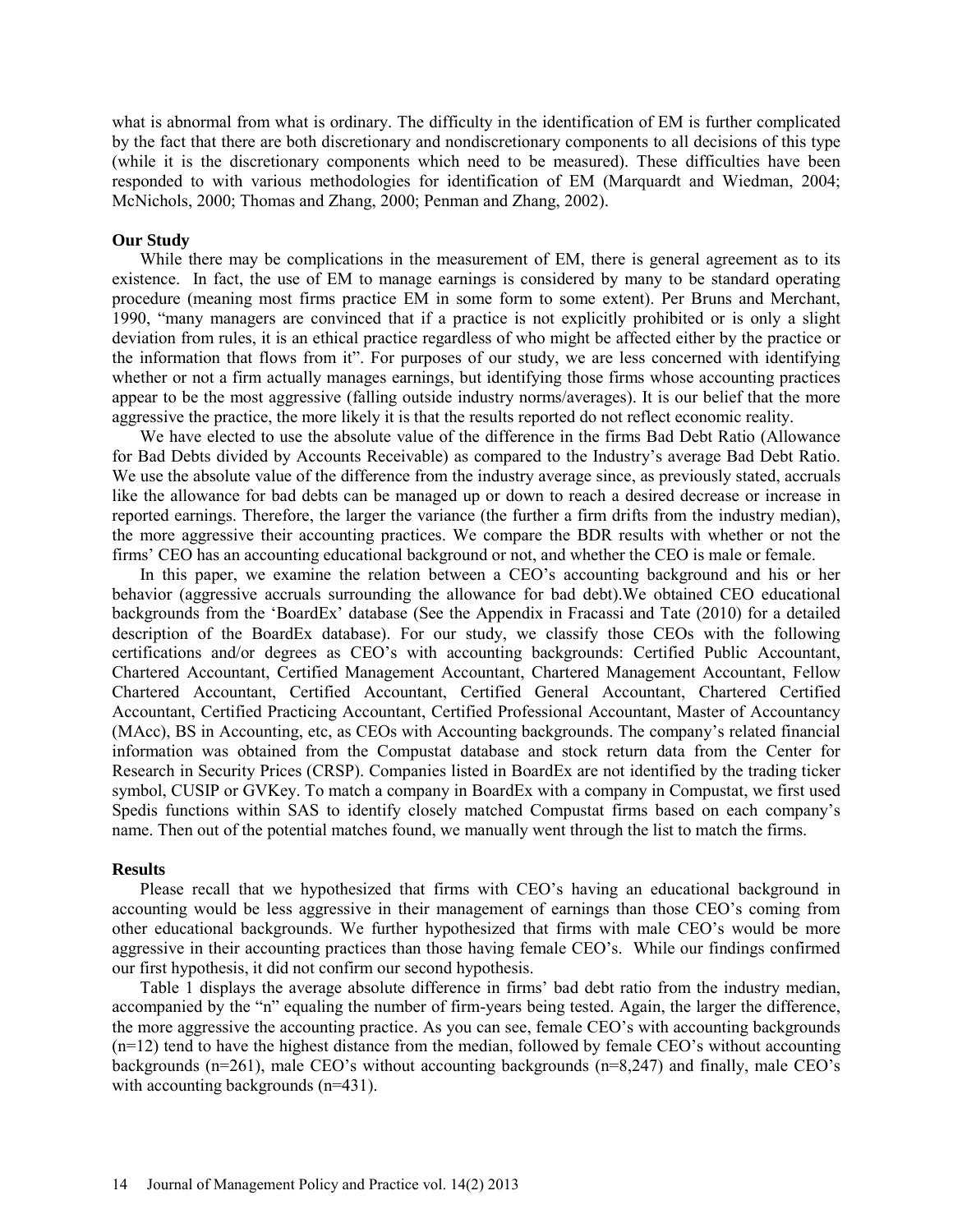what is abnormal from what is ordinary. The difficulty in the identification of EM is further complicated by the fact that there are both discretionary and nondiscretionary components to all decisions of this type (while it is the discretionary components which need to be measured). These difficulties have been responded to with various methodologies for identification of EM (Marquardt and Wiedman, 2004; McNichols, 2000; Thomas and Zhang, 2000; Penman and Zhang, 2002).

### Our Study

While there may be complications in the measurement of EM, there is general agreement as to its existence. In fact, the use of EM to manage earnings is considered by many to be standard operating procedure (meaning most firms practice EM in some form to some extent). Per Bruns and Merchant, 1990, "many managers are convinced that if a practice is not explicitly prohibited or is only a slight deviation from rules, it is an ethical practice regardless of who might be affected either by the practice or the information that flows from it". For purposes of our study, we are less concerned with identifying whether or not a firm actually manages earnings, but identifying those firms whose accounting practices appear to be the most aggressive (falling outside industry norms/averages). It is our belief that the more aggressive the practice, the more likely it is that the results reported do not reflect economic reality.

We have elected to use the absolute value of the difference in the firms Bad Debt Ratio (Allowance for Bad Debts divided by Accounts Receivable) as compared to the Industry's average Bad Debt Ratio. We use the absolute value of the difference from the industry average since, as previously stated, accruals like the allowance for bad debts can be managed up or down to reach a desired decrease or increase in reported earnings. Therefore, the larger the variance (the further a firm drifts from the industry median), the more aggressive their accounting practices. We compare the BDR results with whether or not the firms' CEO has an accounting educational background or not, and whether the CEO is male or female.

In this paper, we examine the relation between a CEO's accounting background and his or her behavior (aggressive accruals surrounding the allowance for bad debt).We obtained CEO educational backgrounds from the 'BoardEx' database (See the Appendix in Fracassi and Tate (2010) for a detailed description of the BoardEx database). For our study, we classify those CEOs with the following certifications and/or degrees as CEO's with accounting backgrounds: Certified Public Accountant, Chartered Accountant, Certified Management Accountant, Chartered Management Accountant, Fellow Chartered Accountant, Certified Accountant, Certified General Accountant, Chartered Certified Accountant, Certified Practicing Accountant, Certified Professional Accountant, Master of Accountancy (MAcc), BS in Accounting, etc, as CEOs with Accounting backgrounds. The company's related financial information was obtained from the Compustat database and stock return data from the Center for Research in Security Prices (CRSP). Companies listed in BoardEx are not identified by the trading ticker symbol, CUSIP or GVKey. To match a company in BoardEx with a company in Compustat, we first used Spedis functions within SAS to identify closely matched Compustat firms based on each company's name. Then out of the potential matches found, we manually went through the list to match the firms.

### Results

Please recall that we hypothesized that firms with CEO's having an educational background in accounting would be less aggressive in their management of earnings than those CEO's coming from other educational backgrounds. We further hypothesized that firms with male CEO's would be more aggressive in their accounting practices than those having female CEO's. While our findings confirmed our first hypothesis, it did not confirm our second hypothesis.

Table 1 displays the average absolute difference in firms' bad debt ratio from the industry median, accompanied by the "n" equaling the number of firm-years being tested. Again, the larger the difference, the more aggressive the accounting practice. As you can see, female CEO's with accounting backgrounds (n=12) tend to have the highest distance from the median, followed by female CEO's without accounting backgrounds (n=261), male CEO's without accounting backgrounds (n=8,247) and finally, male CEO's with accounting backgrounds (n=431).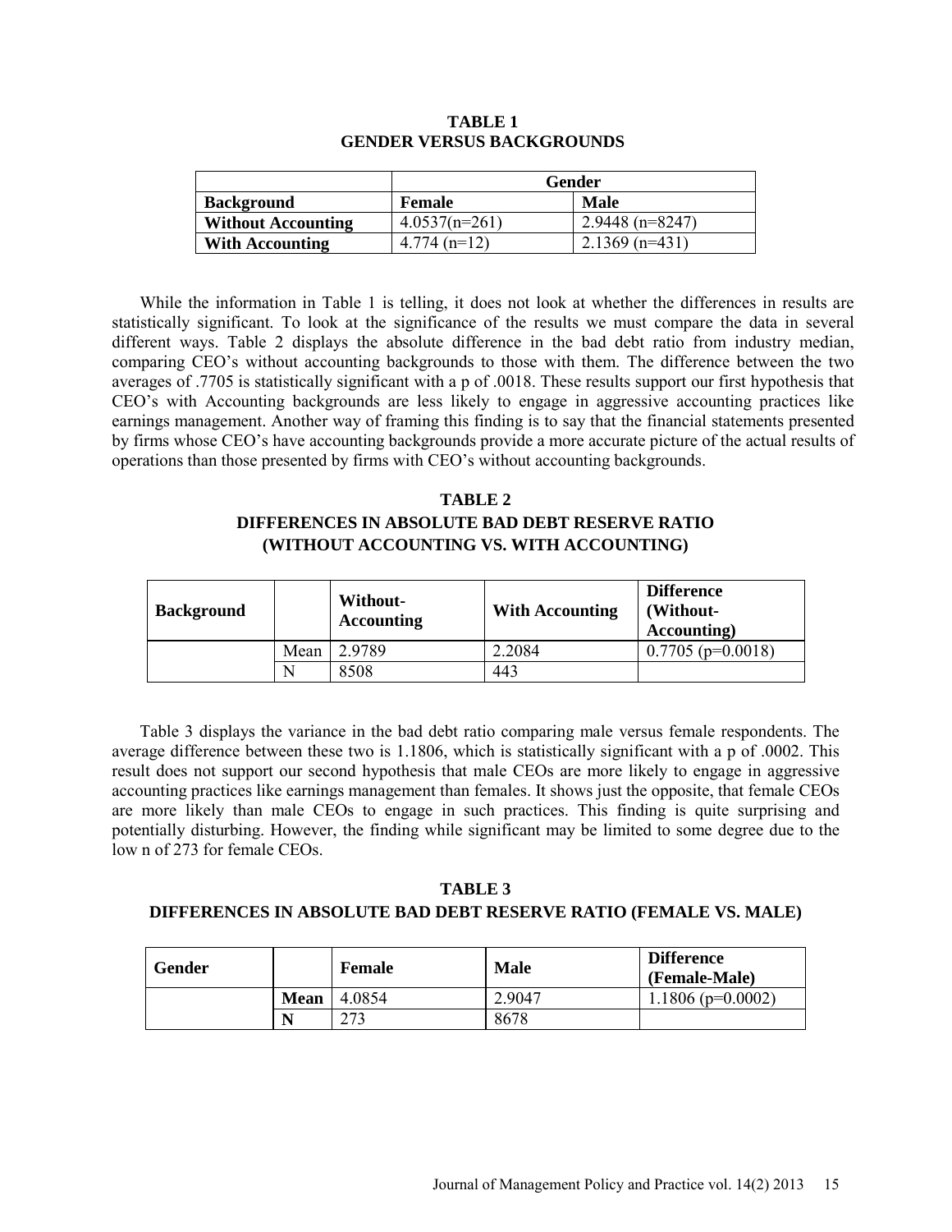**TABLE 1**
**GENDER VERSUS BACKGROUNDS**

| | **Gender** | |
|---|---|---|
| **Background** | **Female** | **Male** |
| **Without Accounting** | 4.0537(n=261) | 2.9448 (n=8247) |
| **With Accounting** | 4.774 (n=12) | 2.1369 (n=431) |

While the information in Table 1 is telling, it does not look at whether the differences in results are statistically significant. To look at the significance of the results we must compare the data in several different ways. Table 2 displays the absolute difference in the bad debt ratio from industry median, comparing CEO's without accounting backgrounds to those with them. The difference between the two averages of .7705 is statistically significant with a p of .0018. These results support our first hypothesis that CEO's with Accounting backgrounds are less likely to engage in aggressive accounting practices like earnings management. Another way of framing this finding is to say that the financial statements presented by firms whose CEO's have accounting backgrounds provide a more accurate picture of the actual results of operations than those presented by firms with CEO's without accounting backgrounds.

**TABLE 2**
**DIFFERENCES IN ABSOLUTE BAD DEBT RESERVE RATIO (WITHOUT ACCOUNTING VS. WITH ACCOUNTING)**

| **Background** | | **Without-Accounting** | **With Accounting** | **Difference (Without-Accounting)** |
|---|---|---|---|---|
| | Mean | 2.9789 | 2.2084 | 0.7705 (p=0.0018) |
| | N | 8508 | 443 | |

Table 3 displays the variance in the bad debt ratio comparing male versus female respondents. The average difference between these two is 1.1806, which is statistically significant with a p of .0002. This result does not support our second hypothesis that male CEOs are more likely to engage in aggressive accounting practices like earnings management than females. It shows just the opposite, that female CEOs are more likely than male CEOs to engage in such practices. This finding is quite surprising and potentially disturbing. However, the finding while significant may be limited to some degree due to the low n of 273 for female CEOs.

**TABLE 3**
**DIFFERENCES IN ABSOLUTE BAD DEBT RESERVE RATIO (FEMALE VS. MALE)**

| **Gender** | | **Female** | **Male** | **Difference (Female-Male)** |
|---|---|---|---|---|
| | **Mean** | 4.0854 | 2.9047 | 1.1806 (p=0.0002) |
| | **N** | 273 | 8678 | |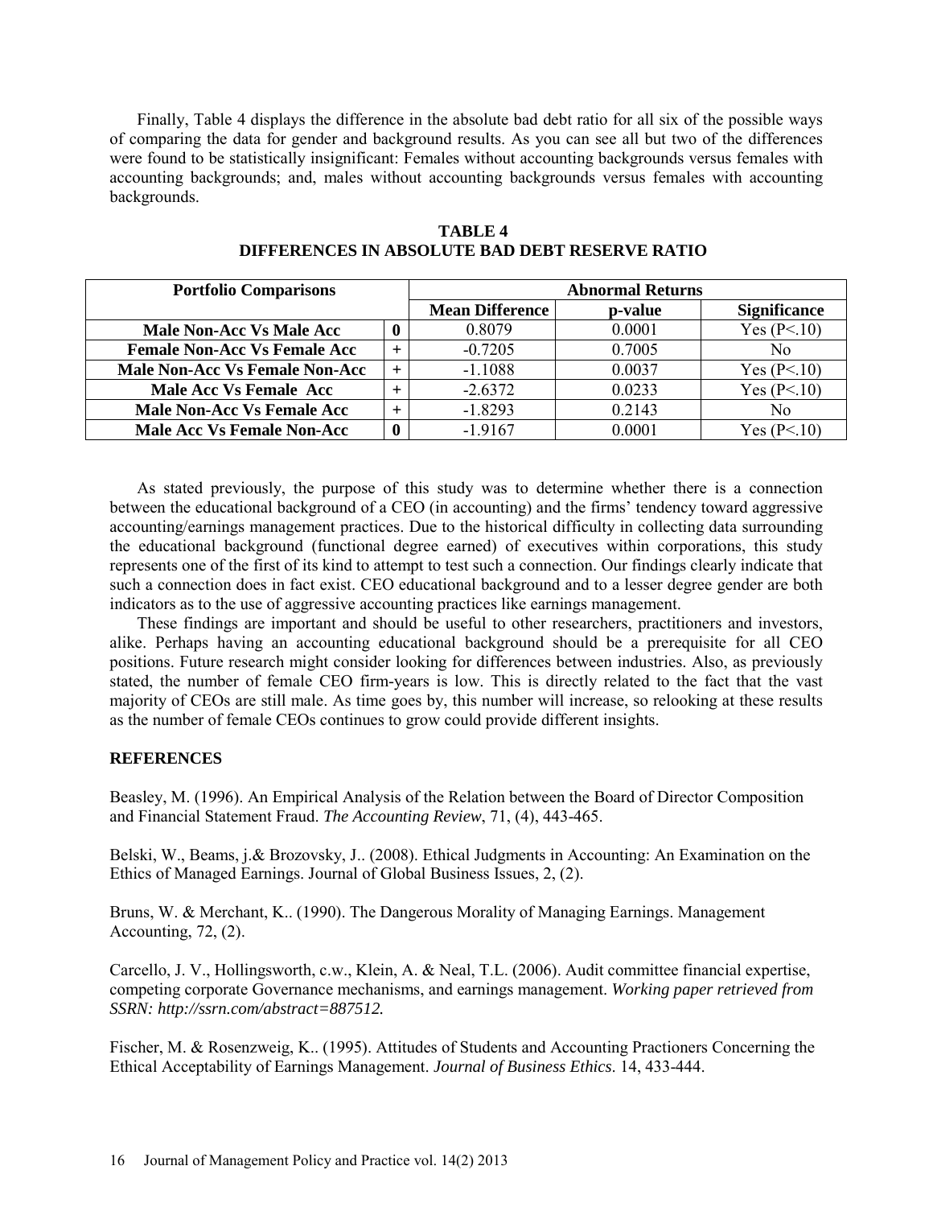Finally, Table 4 displays the difference in the absolute bad debt ratio for all six of the possible ways of comparing the data for gender and background results. As you can see all but two of the differences were found to be statistically insignificant: Females without accounting backgrounds versus females with accounting backgrounds; and, males without accounting backgrounds versus females with accounting backgrounds.

**TABLE 4**
**DIFFERENCES IN ABSOLUTE BAD DEBT RESERVE RATIO**

| Portfolio Comparisons | | Abnormal Returns | | |
|---|---|---|---|---|
| | | Mean Difference | p-value | Significance |
| Male Non-Acc Vs Male Acc | 0 | 0.8079 | 0.0001 | Yes (P<.10) |
| Female Non-Acc Vs Female Acc | + | -0.7205 | 0.7005 | No |
| Male Non-Acc Vs Female Non-Acc | + | -1.1088 | 0.0037 | Yes (P<.10) |
| Male Acc Vs Female Acc | + | -2.6372 | 0.0233 | Yes (P<.10) |
| Male Non-Acc Vs Female Acc | + | -1.8293 | 0.2143 | No |
| Male Acc Vs Female Non-Acc | 0 | -1.9167 | 0.0001 | Yes (P<.10) |

As stated previously, the purpose of this study was to determine whether there is a connection between the educational background of a CEO (in accounting) and the firms' tendency toward aggressive accounting/earnings management practices. Due to the historical difficulty in collecting data surrounding the educational background (functional degree earned) of executives within corporations, this study represents one of the first of its kind to attempt to test such a connection. Our findings clearly indicate that such a connection does in fact exist. CEO educational background and to a lesser degree gender are both indicators as to the use of aggressive accounting practices like earnings management.

These findings are important and should be useful to other researchers, practitioners and investors, alike. Perhaps having an accounting educational background should be a prerequisite for all CEO positions. Future research might consider looking for differences between industries. Also, as previously stated, the number of female CEO firm-years is low. This is directly related to the fact that the vast majority of CEOs are still male. As time goes by, this number will increase, so relooking at these results as the number of female CEOs continues to grow could provide different insights.

## REFERENCES

Beasley, M. (1996). An Empirical Analysis of the Relation between the Board of Director Composition and Financial Statement Fraud. *The Accounting Review*, 71, (4), 443-465.

Belski, W., Beams, j.& Brozovsky, J.. (2008). Ethical Judgments in Accounting: An Examination on the Ethics of Managed Earnings. Journal of Global Business Issues, 2, (2).

Bruns, W. & Merchant, K.. (1990). The Dangerous Morality of Managing Earnings. Management Accounting, 72, (2).

Carcello, J. V., Hollingsworth, c.w., Klein, A. & Neal, T.L. (2006). Audit committee financial expertise, competing corporate Governance mechanisms, and earnings management. *Working paper retrieved from SSRN: http://ssrn.com/abstract=887512.*

Fischer, M. & Rosenzweig, K.. (1995). Attitudes of Students and Accounting Practioners Concerning the Ethical Acceptability of Earnings Management. *Journal of Business Ethics*. 14, 433-444.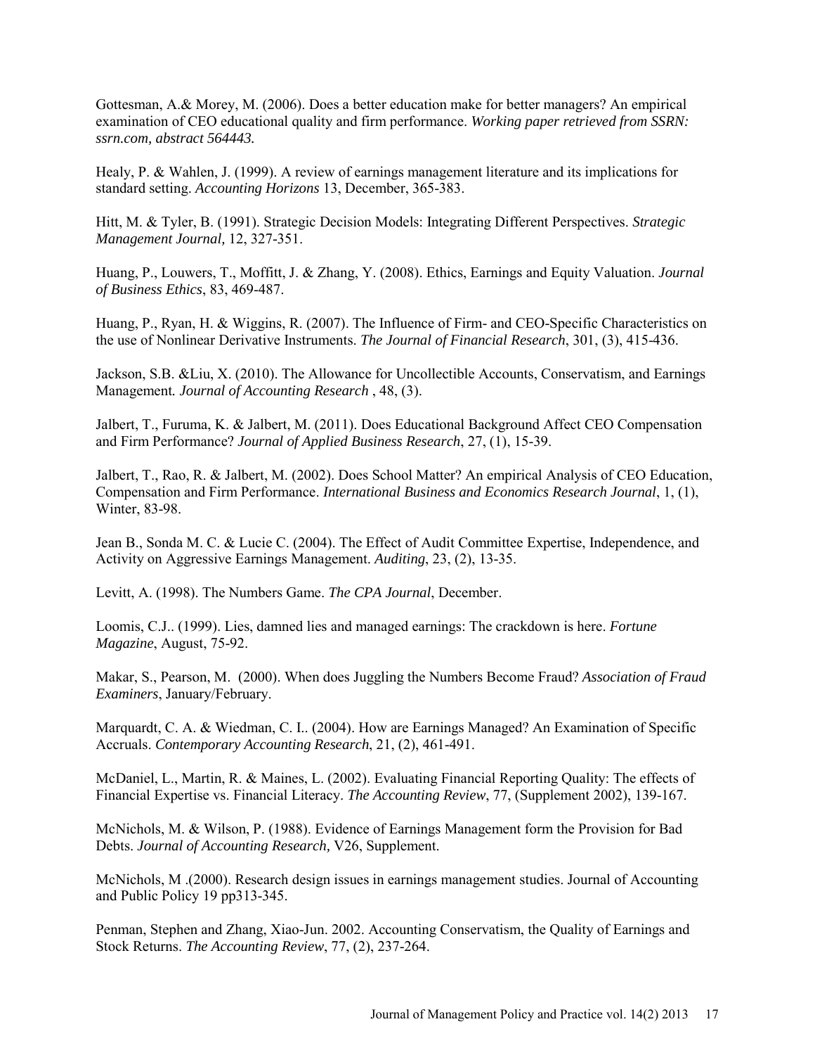Gottesman, A.& Morey, M. (2006). Does a better education make for better managers? An empirical examination of CEO educational quality and firm performance. *Working paper retrieved from SSRN: ssrn.com, abstract 564443.*

Healy, P. & Wahlen, J. (1999). A review of earnings management literature and its implications for standard setting. *Accounting Horizons* 13, December, 365-383.

Hitt, M. & Tyler, B. (1991). Strategic Decision Models: Integrating Different Perspectives. *Strategic Management Journal,* 12, 327-351.

Huang, P., Louwers, T., Moffitt, J. & Zhang, Y. (2008). Ethics, Earnings and Equity Valuation. *Journal of Business Ethics*, 83, 469-487.

Huang, P., Ryan, H. & Wiggins, R. (2007). The Influence of Firm- and CEO-Specific Characteristics on the use of Nonlinear Derivative Instruments. *The Journal of Financial Research*, 301, (3), 415-436.

Jackson, S.B. &Liu, X. (2010). The Allowance for Uncollectible Accounts, Conservatism, and Earnings Management*. Journal of Accounting Research* , 48, (3).

Jalbert, T., Furuma, K. & Jalbert, M. (2011). Does Educational Background Affect CEO Compensation and Firm Performance? *Journal of Applied Business Research*, 27, (1), 15-39.

Jalbert, T., Rao, R. & Jalbert, M. (2002). Does School Matter? An empirical Analysis of CEO Education, Compensation and Firm Performance. *International Business and Economics Research Journal*, 1, (1), Winter, 83-98.

Jean B., Sonda M. C. & Lucie C. (2004). The Effect of Audit Committee Expertise, Independence, and Activity on Aggressive Earnings Management. *Auditing*, 23, (2), 13-35.

Levitt, A. (1998). The Numbers Game. *The CPA Journal*, December.

Loomis, C.J.. (1999). Lies, damned lies and managed earnings: The crackdown is here. *Fortune Magazine*, August, 75-92.

Makar, S., Pearson, M. (2000). When does Juggling the Numbers Become Fraud? *Association of Fraud Examiners*, January/February.

Marquardt, C. A. & Wiedman, C. I.. (2004). How are Earnings Managed? An Examination of Specific Accruals. *Contemporary Accounting Research*, 21, (2), 461-491.

McDaniel, L., Martin, R. & Maines, L. (2002). Evaluating Financial Reporting Quality: The effects of Financial Expertise vs. Financial Literacy. *The Accounting Review*, 77, (Supplement 2002), 139-167.

McNichols, M. & Wilson, P. (1988). Evidence of Earnings Management form the Provision for Bad Debts. *Journal of Accounting Research,* V26, Supplement.

McNichols, M .(2000). Research design issues in earnings management studies. Journal of Accounting and Public Policy 19 pp313-345.

Penman, Stephen and Zhang, Xiao-Jun. 2002. Accounting Conservatism, the Quality of Earnings and Stock Returns. *The Accounting Review*, 77, (2), 237-264.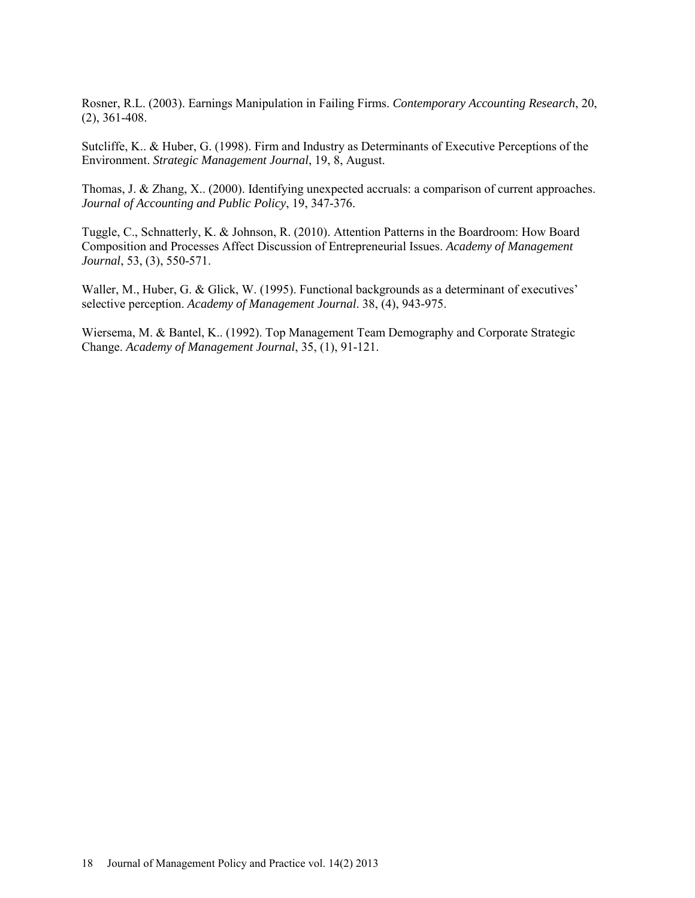Rosner, R.L. (2003). Earnings Manipulation in Failing Firms. *Contemporary Accounting Research*, 20, (2), 361-408.

Sutcliffe, K.. & Huber, G. (1998). Firm and Industry as Determinants of Executive Perceptions of the Environment. *Strategic Management Journal*, 19, 8, August.

Thomas, J. & Zhang, X.. (2000). Identifying unexpected accruals: a comparison of current approaches. *Journal of Accounting and Public Policy*, 19, 347-376.

Tuggle, C., Schnatterly, K. & Johnson, R. (2010). Attention Patterns in the Boardroom: How Board Composition and Processes Affect Discussion of Entrepreneurial Issues. *Academy of Management Journal*, 53, (3), 550-571.

Waller, M., Huber, G. & Glick, W. (1995). Functional backgrounds as a determinant of executives' selective perception. *Academy of Management Journal*. 38, (4), 943-975.

Wiersema, M. & Bantel, K.. (1992). Top Management Team Demography and Corporate Strategic Change. *Academy of Management Journal*, 35, (1), 91-121.